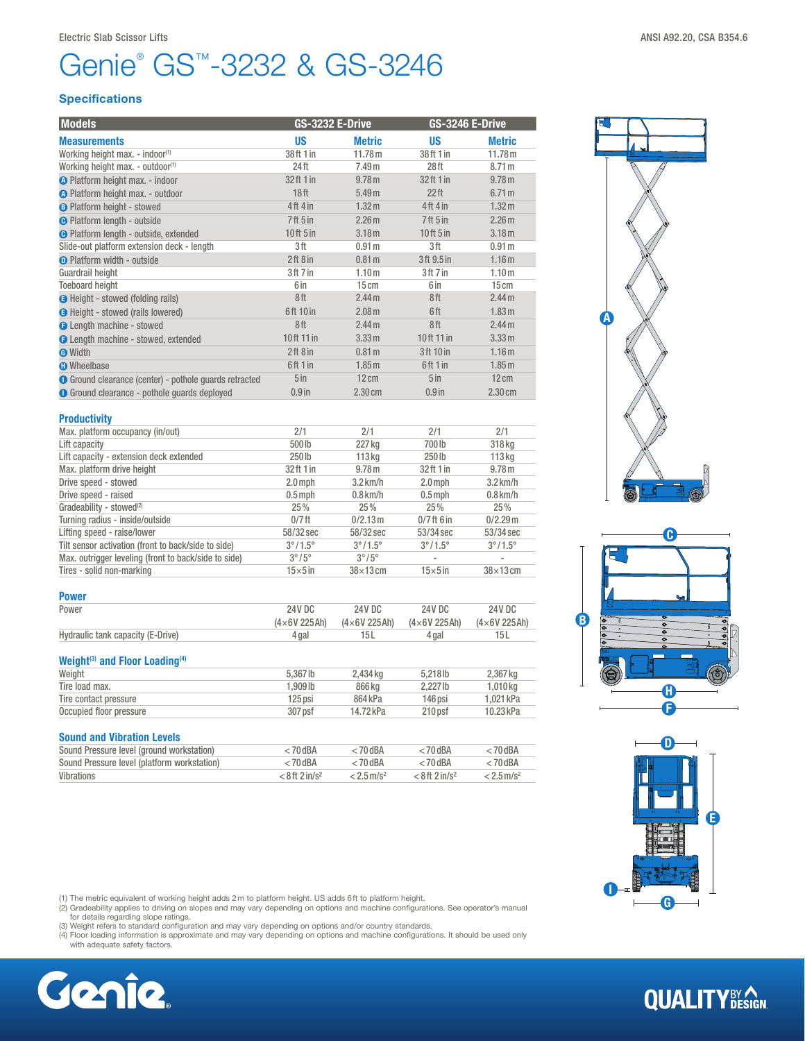Electric Slab Scissor Lifts

ANSI A92.20, CSA B354.6

# Genie® GS™-3232 & GS-3246

## Specifications

| Models | GS-3232 E-Drive | | GS-3246 E-Drive | |
|---|---|---|---|---|
| **Measurements** | **US** | **Metric** | **US** | **Metric** |
| Working height max. - indoor(1) | 38 ft 1 in | 11.78 m | 38 ft 1 in | 11.78 m |
| Working height max. - outdoor(1) | 24 ft | 7.49 m | 28 ft | 8.71 m |
| A Platform height max. - indoor | 32 ft 1 in | 9.78 m | 32 ft 1 in | 9.78 m |
| A Platform height max. - outdoor | 18 ft | 5.49 m | 22 ft | 6.71 m |
| B Platform height - stowed | 4 ft 4 in | 1.32 m | 4 ft 4 in | 1.32 m |
| C Platform length - outside | 7 ft 5 in | 2.26 m | 7 ft 5 in | 2.26 m |
| C Platform length - outside, extended | 10 ft 5 in | 3.18 m | 10 ft 5 in | 3.18 m |
| Slide-out platform extension deck - length | 3 ft | 0.91 m | 3 ft | 0.91 m |
| D Platform width - outside | 2 ft 8 in | 0.81 m | 3 ft 9.5 in | 1.16 m |
| Guardrail height | 3 ft 7 in | 1.10 m | 3 ft 7 in | 1.10 m |
| Toeboard height | 6 in | 15 cm | 6 in | 15 cm |
| E Height - stowed (folding rails) | 8 ft | 2.44 m | 8 ft | 2.44 m |
| E Height - stowed (rails lowered) | 6 ft 10 in | 2.08 m | 6 ft | 1.83 m |
| F Length machine - stowed | 8 ft | 2.44 m | 8 ft | 2.44 m |
| F Length machine - stowed, extended | 10 ft 11 in | 3.33 m | 10 ft 11 in | 3.33 m |
| G Width | 2 ft 8 in | 0.81 m | 3 ft 10 in | 1.16 m |
| H Wheelbase | 6 ft 1 in | 1.85 m | 6 ft 1 in | 1.85 m |
| I Ground clearance (center) - pothole guards retracted | 5 in | 12 cm | 5 in | 12 cm |
| I Ground clearance - pothole guards deployed | 0.9 in | 2.30 cm | 0.9 in | 2.30 cm |

### Productivity

| | | | | |
|---|---|---|---|---|
| Max. platform occupancy (in/out) | 2/1 | 2/1 | 2/1 | 2/1 |
| Lift capacity | 500 lb | 227 kg | 700 lb | 318 kg |
| Lift capacity - extension deck extended | 250 lb | 113 kg | 250 lb | 113 kg |
| Max. platform drive height | 32 ft 1 in | 9.78 m | 32 ft 1 in | 9.78 m |
| Drive speed - stowed | 2.0 mph | 3.2 km/h | 2.0 mph | 3.2 km/h |
| Drive speed - raised | 0.5 mph | 0.8 km/h | 0.5 mph | 0.8 km/h |
| Gradeability - stowed(2) | 25% | 25% | 25% | 25% |
| Turning radius - inside/outside | 0/7 ft | 0/2.13 m | 0/7 ft 6 in | 0/2.29 m |
| Lifting speed - raise/lower | 58/32 sec | 58/32 sec | 53/34 sec | 53/34 sec |
| Tilt sensor activation (front to back/side to side) | 3° / 1.5° | 3° / 1.5° | 3° / 1.5° | 3° / 1.5° |
| Max. outrigger leveling (front to back/side to side) | 3° / 5° | 3° / 5° | - | - |
| Tires - solid non-marking | 15×5 in | 38×13 cm | 15×5 in | 38×13 cm |

### Power

| | | | | |
|---|---|---|---|---|
| Power | 24V DC (4×6V 225Ah) | 24V DC (4×6V 225Ah) | 24V DC (4×6V 225Ah) | 24V DC (4×6V 225Ah) |
| Hydraulic tank capacity (E-Drive) | 4 gal | 15 L | 4 gal | 15 L |

### Weight(3) and Floor Loading(4)

| | | | | |
|---|---|---|---|---|
| Weight | 5,367 lb | 2,434 kg | 5,218 lb | 2,367 kg |
| Tire load max. | 1,909 lb | 866 kg | 2,227 lb | 1,010 kg |
| Tire contact pressure | 125 psi | 864 kPa | 146 psi | 1,021 kPa |
| Occupied floor pressure | 307 psf | 14.72 kPa | 210 psf | 10.23 kPa |

### Sound and Vibration Levels

| | | | | |
|---|---|---|---|---|
| Sound Pressure level (ground workstation) | < 70 dBA | < 70 dBA | < 70 dBA | < 70 dBA |
| Sound Pressure level (platform workstation) | < 70 dBA | < 70 dBA | < 70 dBA | < 70 dBA |
| Vibrations | < 8 ft 2 in/s² | < 2.5 m/s² | < 8 ft 2 in/s² | < 2.5 m/s² |

(1) The metric equivalent of working height adds 2 m to platform height. US adds 6 ft to platform height.
(2) Gradeability applies to driving on slopes and may vary depending on options and machine configurations. See operator's manual for details regarding slope ratings.
(3) Weight refers to standard configuration and may vary depending on options and/or country standards.
(4) Floor loading information is approximate and may vary depending on options and machine configurations. It should be used only with adequate safety factors.

Genie.

QUALITY BY DESIGN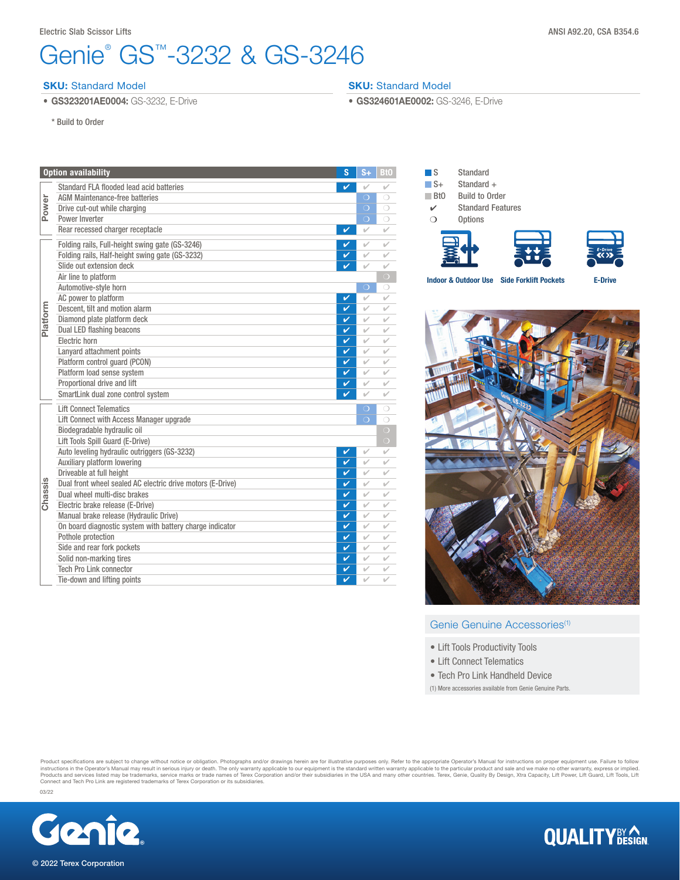Electric Slab Scissor Lifts

ANSI A92.20, CSA B354.6

# Genie® GS™-3232 & GS-3246

**SKU:** Standard Model

- **GS323201AE0004:** GS-3232, E-Drive

\* Build to Order

**SKU:** Standard Model

- **GS324601AE0002:** GS-3246, E-Drive

| | Option availability | S | S+ | BtO |
|---|---|---|---|---|
| Power | Standard FLA flooded lead acid batteries | ✔ | ✔ | ✔ |
| | AGM Maintenance-free batteries | | ❍ | ❍ |
| | Drive cut-out while charging | | ❍ | ❍ |
| | Power Inverter | | ❍ | ❍ |
| | Rear recessed charger receptacle | ✔ | ✔ | ✔ |
| Platform | Folding rails, Full-height swing gate (GS-3246) | ✔ | ✔ | ✔ |
| | Folding rails, Half-height swing gate (GS-3232) | ✔ | ✔ | ✔ |
| | Slide out extension deck | ✔ | ✔ | ✔ |
| | Air line to platform | | | ❍ |
| | Automotive-style horn | | ❍ | ❍ |
| | AC power to platform | ✔ | ✔ | ✔ |
| | Descent, tilt and motion alarm | ✔ | ✔ | ✔ |
| | Diamond plate platform deck | ✔ | ✔ | ✔ |
| | Dual LED flashing beacons | ✔ | ✔ | ✔ |
| | Electric horn | ✔ | ✔ | ✔ |
| | Lanyard attachment points | ✔ | ✔ | ✔ |
| | Platform control guard (PCON) | ✔ | ✔ | ✔ |
| | Platform load sense system | ✔ | ✔ | ✔ |
| | Proportional drive and lift | ✔ | ✔ | ✔ |
| | SmartLink dual zone control system | ✔ | ✔ | ✔ |
| Chassis | Lift Connect Telematics | | ❍ | ❍ |
| | Lift Connect with Access Manager upgrade | | ❍ | ❍ |
| | Biodegradable hydraulic oil | | | ❍ |
| | Lift Tools Spill Guard (E-Drive) | | | ❍ |
| | Auto leveling hydraulic outriggers (GS-3232) | ✔ | ✔ | ✔ |
| | Auxiliary platform lowering | ✔ | ✔ | ✔ |
| | Driveable at full height | ✔ | ✔ | ✔ |
| | Dual front wheel sealed AC electric drive motors (E-Drive) | ✔ | ✔ | ✔ |
| | Dual wheel multi-disc brakes | ✔ | ✔ | ✔ |
| | Electric brake release (E-Drive) | ✔ | ✔ | ✔ |
| | Manual brake release (Hydraulic Drive) | ✔ | ✔ | ✔ |
| | On board diagnostic system with battery charge indicator | ✔ | ✔ | ✔ |
| | Pothole protection | ✔ | ✔ | ✔ |
| | Side and rear fork pockets | ✔ | ✔ | ✔ |
| | Solid non-marking tires | ✔ | ✔ | ✔ |
| | Tech Pro Link connector | ✔ | ✔ | ✔ |
| | Tie-down and lifting points | ✔ | ✔ | ✔ |

- S — Standard
- S+ — Standard +
- BtO — Build to Order
- ✔ — Standard Features
- ❍ — Options

Indoor & Outdoor Use | Side Forklift Pockets | E-Drive

## Genie Genuine Accessories[1]

- Lift Tools Productivity Tools
- Lift Connect Telematics
- Tech Pro Link Handheld Device

(1) More accessories available from Genie Genuine Parts.

Product specifications are subject to change without notice or obligation. Photographs and/or drawings herein are for illustrative purposes only. Refer to the appropriate Operator's Manual for instructions on proper equipment use. Failure to follow instructions in the Operator's Manual may result in serious injury or death. The only warranty applicable to our equipment is the standard written warranty applicable to the particular product and sale and we make no other warranty, express or implied. Products and services listed may be trademarks, service marks or trade names of Terex Corporation and/or their subsidiaries in the USA and many other countries. Terex, Genie, Quality By Design, Xtra Capacity, Lift Power, Lift Guard, Lift Tools, Lift Connect and Tech Pro Link are registered trademarks of Terex Corporation or its subsidiaries.

03/22

© 2022 Terex Corporation